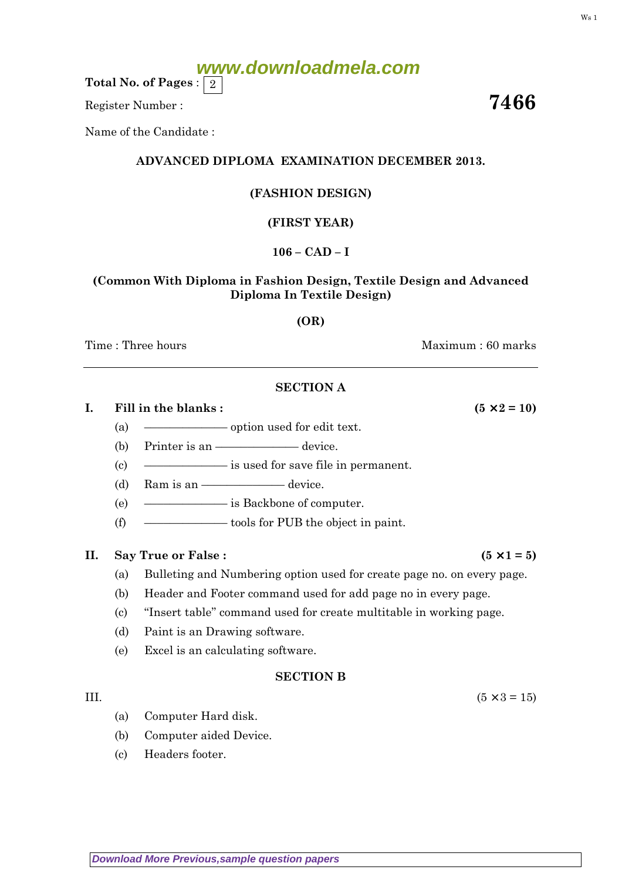Total No. of Pages : 2

Register Number :

**7466**

Name of the Candidate :

**ADVANCED DIPLOMA EXAMINATION DECEMBER 2013.**

**(FASHION DESIGN)**

**(FIRST YEAR)**

**106 – CAD – I**

**(Common With Diploma in Fashion Design, Textile Design and Advanced Diploma In Textile Design)**

**(OR)**

Time : Three hours — Maximum : 60 marks

## SECTION A

**I. Fill in the blanks :** **(5 × 2 = 10)**

(a) ————— option used for edit text.

(b) Printer is an ————— device.

(c) ————— is used for save file in permanent.

(d) Ram is an ————— device.

(e) ————— is Backbone of computer.

(f) ————— tools for PUB the object in paint.

**II. Say True or False :** **(5 × 1 = 5)**

(a) Bulleting and Numbering option used for create page no. on every page.

(b) Header and Footer command used for add page no in every page.

(c) "Insert table" command used for create multitable in working page.

(d) Paint is an Drawing software.

(e) Excel is an calculating software.

## SECTION B

III. (5 × 3 = 15)

(a) Computer Hard disk.

(b) Computer aided Device.

(c) Headers footer.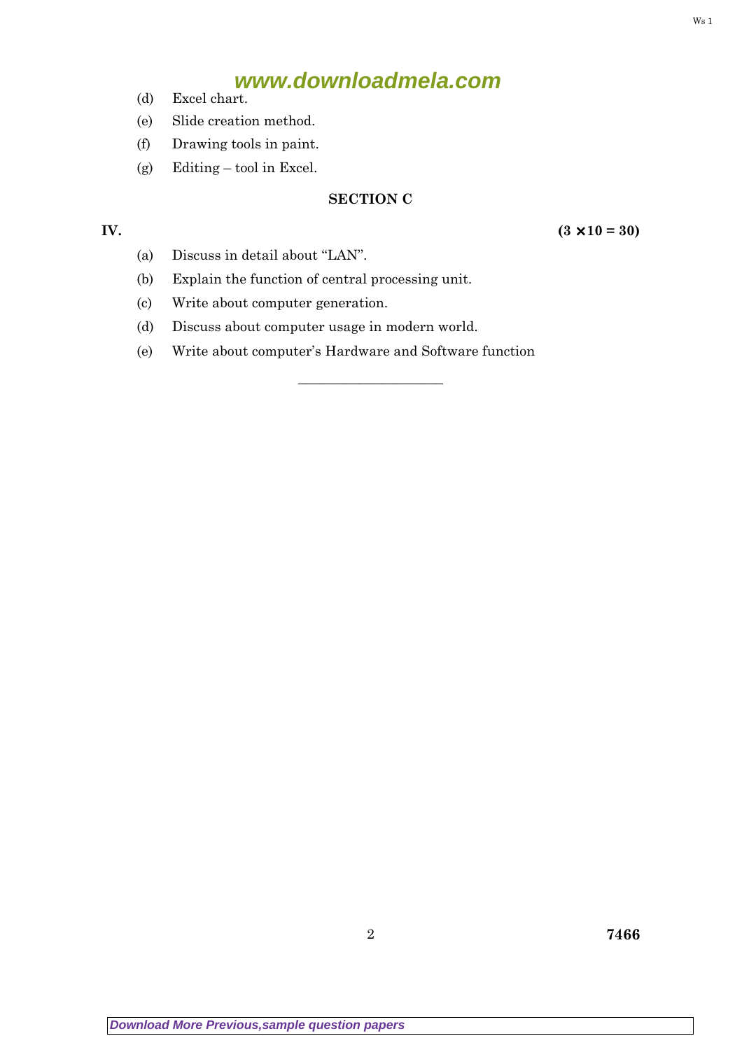(d) Excel chart.

(e) Slide creation method.

(f) Drawing tools in paint.

(g) Editing – tool in Excel.

## SECTION C

**IV.** **($3 \times 10 = 30$)**

(a) Discuss in detail about "LAN".

(b) Explain the function of central processing unit.

(c) Write about computer generation.

(d) Discuss about computer usage in modern world.

(e) Write about computer's Hardware and Software function

———————————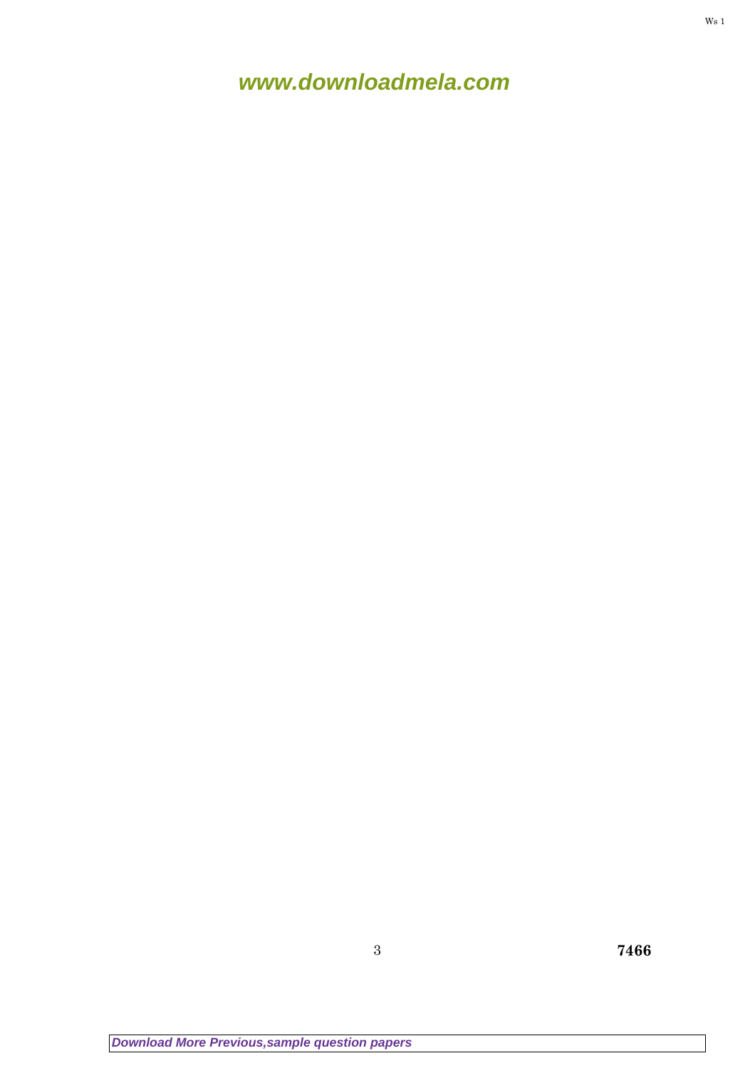www.downloadmela.com

Download More Previous,sample question papers